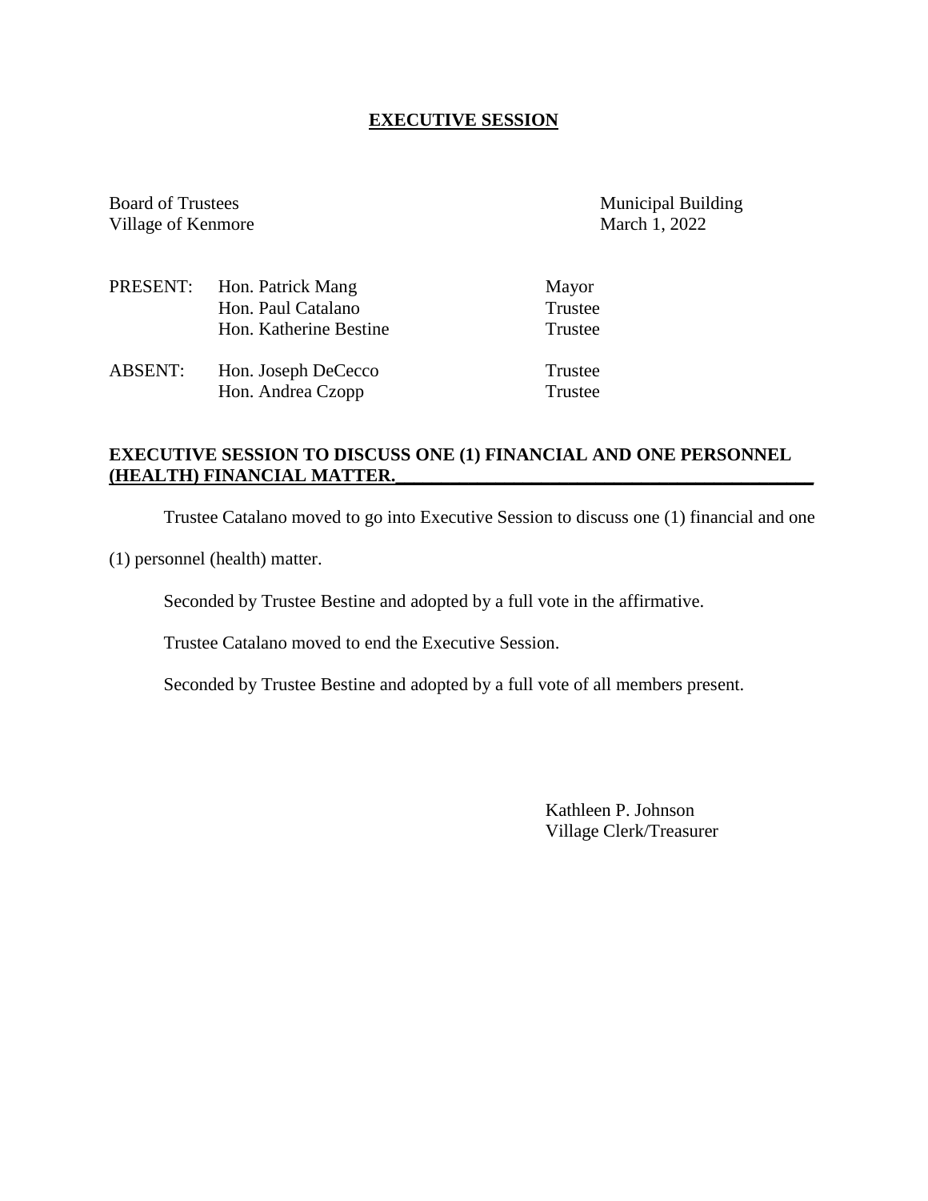# EXECUTIVE SESSION

Board of Trustees
Village of Kenmore

Municipal Building
March 1, 2022

| | | |
|---|---|---|
| PRESENT: | Hon. Patrick Mang | Mayor |
| | Hon. Paul Catalano | Trustee |
| | Hon. Katherine Bestine | Trustee |
| ABSENT: | Hon. Joseph DeCecco | Trustee |
| | Hon. Andrea Czopp | Trustee |

**EXECUTIVE SESSION TO DISCUSS ONE (1) FINANCIAL AND ONE PERSONNEL (HEALTH) FINANCIAL MATTER.**

Trustee Catalano moved to go into Executive Session to discuss one (1) financial and one (1) personnel (health) matter.

Seconded by Trustee Bestine and adopted by a full vote in the affirmative.

Trustee Catalano moved to end the Executive Session.

Seconded by Trustee Bestine and adopted by a full vote of all members present.

Kathleen P. Johnson
Village Clerk/Treasurer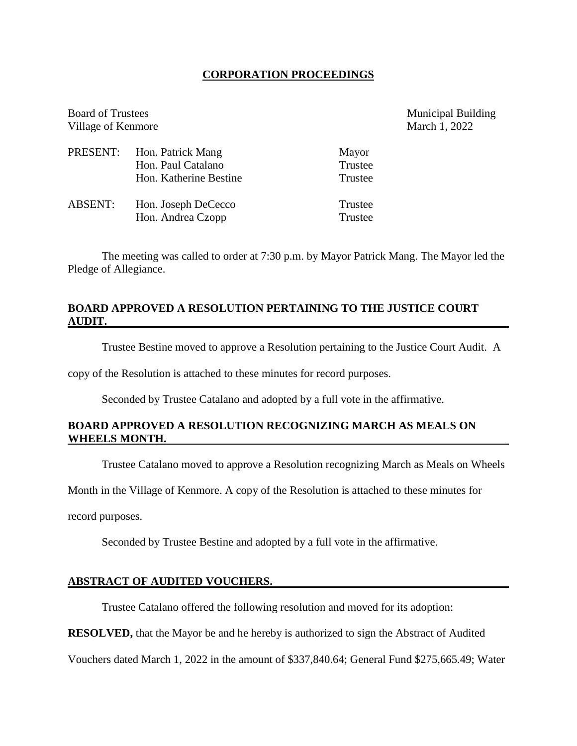# CORPORATION PROCEEDINGS

Board of Trustees
Village of Kenmore

Municipal Building
March 1, 2022

| | | |
|---|---|---|
| PRESENT: | Hon. Patrick Mang | Mayor |
| | Hon. Paul Catalano | Trustee |
| | Hon. Katherine Bestine | Trustee |
| ABSENT: | Hon. Joseph DeCecco | Trustee |
| | Hon. Andrea Czopp | Trustee |

The meeting was called to order at 7:30 p.m. by Mayor Patrick Mang. The Mayor led the Pledge of Allegiance.

## BOARD APPROVED A RESOLUTION PERTAINING TO THE JUSTICE COURT AUDIT.

Trustee Bestine moved to approve a Resolution pertaining to the Justice Court Audit. A copy of the Resolution is attached to these minutes for record purposes.

Seconded by Trustee Catalano and adopted by a full vote in the affirmative.

## BOARD APPROVED A RESOLUTION RECOGNIZING MARCH AS MEALS ON WHEELS MONTH.

Trustee Catalano moved to approve a Resolution recognizing March as Meals on Wheels Month in the Village of Kenmore. A copy of the Resolution is attached to these minutes for record purposes.

Seconded by Trustee Bestine and adopted by a full vote in the affirmative.

## ABSTRACT OF AUDITED VOUCHERS.

Trustee Catalano offered the following resolution and moved for its adoption:

**RESOLVED,** that the Mayor be and he hereby is authorized to sign the Abstract of Audited Vouchers dated March 1, 2022 in the amount of $337,840.64; General Fund $275,665.49; Water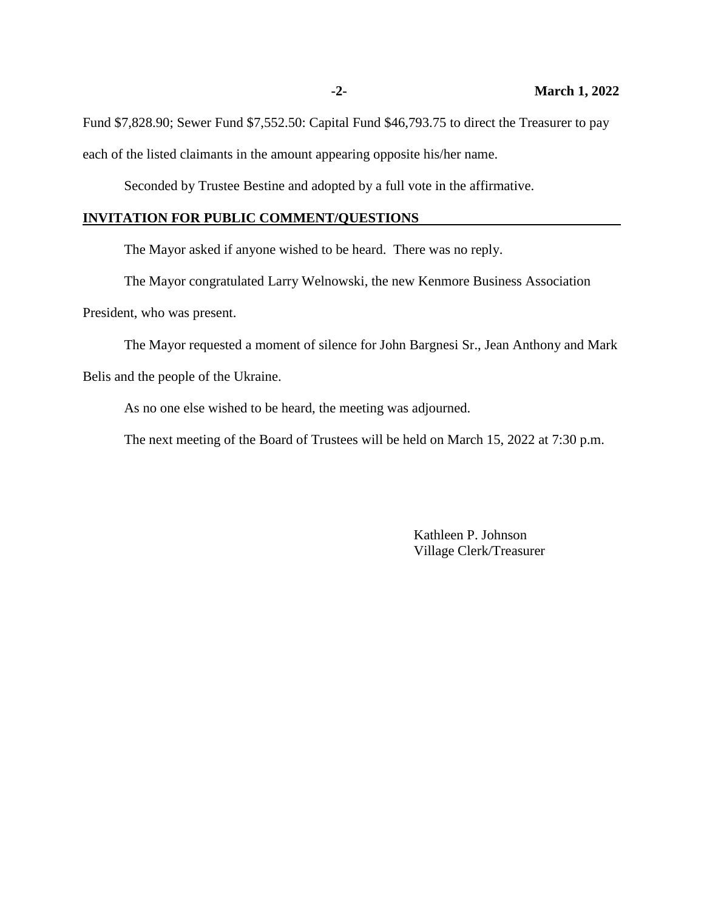Fund $7,828.90; Sewer Fund $7,552.50: Capital Fund $46,793.75 to direct the Treasurer to pay each of the listed claimants in the amount appearing opposite his/her name.

Seconded by Trustee Bestine and adopted by a full vote in the affirmative.

**INVITATION FOR PUBLIC COMMENT/QUESTIONS**

The Mayor asked if anyone wished to be heard. There was no reply.

The Mayor congratulated Larry Welnowski, the new Kenmore Business Association President, who was present.

The Mayor requested a moment of silence for John Bargnesi Sr., Jean Anthony and Mark Belis and the people of the Ukraine.

As no one else wished to be heard, the meeting was adjourned.

The next meeting of the Board of Trustees will be held on March 15, 2022 at 7:30 p.m.

Kathleen P. Johnson
Village Clerk/Treasurer